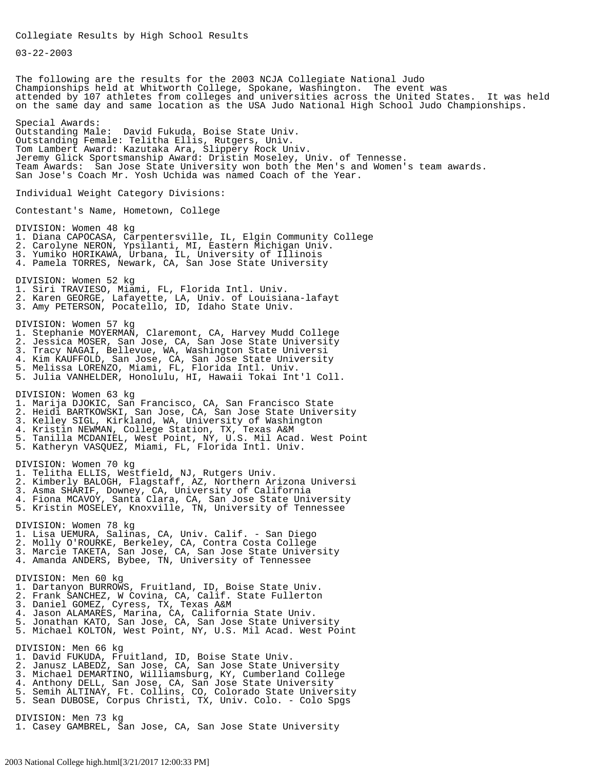Collegiate Results by High School Results

03-22-2003

The following are the results for the 2003 NCJA Collegiate National Judo Championships held at Whitworth College, Spokane, Washington. The event was attended by 107 athletes from colleges and universities across the United States. It was held on the same day and same location as the USA Judo National High School Judo Championships.

Special Awards:
Outstanding Male: David Fukuda, Boise State Univ.
Outstanding Female: Telitha Ellis, Rutgers, Univ.
Tom Lambert Award: Kazutaka Ara, Slippery Rock Univ.
Jeremy Glick Sportsmanship Award: Dristin Moseley, Univ. of Tennesse.
Team Awards: San Jose State University won both the Men's and Women's team awards.
San Jose's Coach Mr. Yosh Uchida was named Coach of the Year.

Individual Weight Category Divisions:

Contestant's Name, Hometown, College

DIVISION: Women 48 kg
1. Diana CAPOCASA, Carpentersville, IL, Elgin Community College
2. Carolyne NERON, Ypsilanti, MI, Eastern Michigan Univ.
3. Yumiko HORIKAWA, Urbana, IL, University of Illinois
4. Pamela TORRES, Newark, CA, San Jose State University

DIVISION: Women 52 kg
1. Siri TRAVIESO, Miami, FL, Florida Intl. Univ.
2. Karen GEORGE, Lafayette, LA, Univ. of Louisiana-lafayt
3. Amy PETERSON, Pocatello, ID, Idaho State Univ.

DIVISION: Women 57 kg
1. Stephanie MOYERMAN, Claremont, CA, Harvey Mudd College
2. Jessica MOSER, San Jose, CA, San Jose State University
3. Tracy NAGAI, Bellevue, WA, Washington State Universi
4. Kim KAUFFOLD, San Jose, CA, San Jose State University
5. Melissa LORENZO, Miami, FL, Florida Intl. Univ.
5. Julia VANHELDER, Honolulu, HI, Hawaii Tokai Int'l Coll.

DIVISION: Women 63 kg
1. Marija DJOKIC, San Francisco, CA, San Francisco State
2. Heidi BARTKOWSKI, San Jose, CA, San Jose State University
3. Kelley SIGL, Kirkland, WA, University of Washington
4. Kristin NEWMAN, College Station, TX, Texas A&M
5. Tanilla MCDANIEL, West Point, NY, U.S. Mil Acad. West Point
5. Katheryn VASQUEZ, Miami, FL, Florida Intl. Univ.

DIVISION: Women 70 kg
1. Telitha ELLIS, Westfield, NJ, Rutgers Univ.
2. Kimberly BALOGH, Flagstaff, AZ, Northern Arizona Universi
3. Asma SHARIF, Downey, CA, University of California
4. Fiona MCAVOY, Santa Clara, CA, San Jose State University
5. Kristin MOSELEY, Knoxville, TN, University of Tennessee

DIVISION: Women 78 kg
1. Lisa UEMURA, Salinas, CA, Univ. Calif. - San Diego
2. Molly O'ROURKE, Berkeley, CA, Contra Costa College
3. Marcie TAKETA, San Jose, CA, San Jose State University
4. Amanda ANDERS, Bybee, TN, University of Tennessee

DIVISION: Men 60 kg
1. Dartanyon BURROWS, Fruitland, ID, Boise State Univ.
2. Frank SANCHEZ, W Covina, CA, Calif. State Fullerton
3. Daniel GOMEZ, Cyress, TX, Texas A&M
4. Jason ALAMARES, Marina, CA, California State Univ.
5. Jonathan KATO, San Jose, CA, San Jose State University
5. Michael KOLTON, West Point, NY, U.S. Mil Acad. West Point

DIVISION: Men 66 kg
1. David FUKUDA, Fruitland, ID, Boise State Univ.
2. Janusz LABEDZ, San Jose, CA, San Jose State University
3. Michael DEMARTINO, Williamsburg, KY, Cumberland College
4. Anthony DELL, San Jose, CA, San Jose State University
5. Semih ALTINAY, Ft. Collins, CO, Colorado State University
5. Sean DUBOSE, Corpus Christi, TX, Univ. Colo. - Colo Spgs

DIVISION: Men 73 kg
1. Casey GAMBREL, San Jose, CA, San Jose State University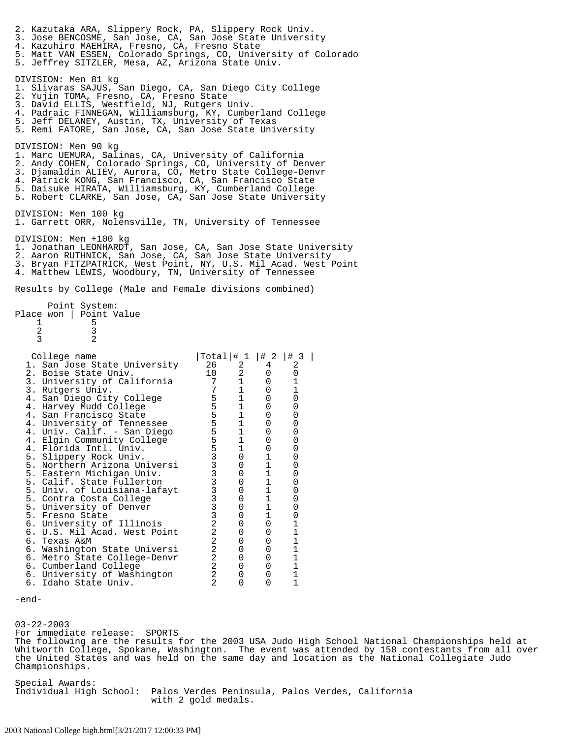2. Kazutaka ARA, Slippery Rock, PA, Slippery Rock Univ.
3. Jose BENCOSME, San Jose, CA, San Jose State University
4. Kazuhiro MAEHIRA, Fresno, CA, Fresno State
5. Matt VAN ESSEN, Colorado Springs, CO, University of Colorado
5. Jeffrey SITZLER, Mesa, AZ, Arizona State Univ.

DIVISION: Men 81 kg
1. Slivaras SAJUS, San Diego, CA, San Diego City College
2. Yujin TOMA, Fresno, CA, Fresno State
3. David ELLIS, Westfield, NJ, Rutgers Univ.
4. Padraic FINNEGAN, Williamsburg, KY, Cumberland College
5. Jeff DELANEY, Austin, TX, University of Texas
5. Remi FATORE, San Jose, CA, San Jose State University

DIVISION: Men 90 kg
1. Marc UEMURA, Salinas, CA, University of California
2. Andy COHEN, Colorado Springs, CO, University of Denver
3. Djamaldin ALIEV, Aurora, CO, Metro State College-Denvr
4. Patrick KONG, San Francisco, CA, San Francisco State
5. Daisuke HIRATA, Williamsburg, KY, Cumberland College
5. Robert CLARKE, San Jose, CA, San Jose State University

DIVISION: Men 100 kg
1. Garrett ORR, Nolensville, TN, University of Tennessee

DIVISION: Men +100 kg
1. Jonathan LEONHARDT, San Jose, CA, San Jose State University
2. Aaron RUTHNICK, San Jose, CA, San Jose State University
3. Bryan FITZPATRICK, West Point, NY, U.S. Mil Acad. West Point
4. Matthew LEWIS, Woodbury, TN, University of Tennessee

Results by College (Male and Female divisions combined)

Point System:

| Place won | Point Value |
|---|---|
| 1 | 5 |
| 2 | 3 |
| 3 | 2 |

| College name | Total | # 1 | # 2 | # 3 |
|---|---|---|---|---|
| 1. San Jose State University | 26 | 2 | 4 | 2 |
| 2. Boise State Univ. | 10 | 2 | 0 | 0 |
| 3. University of California | 7 | 1 | 0 | 1 |
| 3. Rutgers Univ. | 7 | 1 | 0 | 1 |
| 4. San Diego City College | 5 | 1 | 0 | 0 |
| 4. Harvey Mudd College | 5 | 1 | 0 | 0 |
| 4. San Francisco State | 5 | 1 | 0 | 0 |
| 4. University of Tennessee | 5 | 1 | 0 | 0 |
| 4. Univ. Calif. - San Diego | 5 | 1 | 0 | 0 |
| 4. Elgin Community College | 5 | 1 | 0 | 0 |
| 4. Florida Intl. Univ. | 5 | 1 | 0 | 0 |
| 5. Slippery Rock Univ. | 3 | 0 | 1 | 0 |
| 5. Northern Arizona Universi | 3 | 0 | 1 | 0 |
| 5. Eastern Michigan Univ. | 3 | 0 | 1 | 0 |
| 5. Calif. State Fullerton | 3 | 0 | 1 | 0 |
| 5. Univ. of Louisiana-lafayt | 3 | 0 | 1 | 0 |
| 5. Contra Costa College | 3 | 0 | 1 | 0 |
| 5. University of Denver | 3 | 0 | 1 | 0 |
| 5. Fresno State | 3 | 0 | 1 | 0 |
| 6. University of Illinois | 2 | 0 | 0 | 1 |
| 6. U.S. Mil Acad. West Point | 2 | 0 | 0 | 1 |
| 6. Texas A&M | 2 | 0 | 0 | 1 |
| 6. Washington State Universi | 2 | 0 | 0 | 1 |
| 6. Metro State College-Denvr | 2 | 0 | 0 | 1 |
| 6. Cumberland College | 2 | 0 | 0 | 1 |
| 6. University of Washington | 2 | 0 | 0 | 1 |
| 6. Idaho State Univ. | 2 | 0 | 0 | 1 |

-end-

03-22-2003
For immediate release: SPORTS
The following are the results for the 2003 USA Judo High School National Championships held at Whitworth College, Spokane, Washington. The event was attended by 158 contestants from all over the United States and was held on the same day and location as the National Collegiate Judo Championships.

Special Awards:
Individual High School: Palos Verdes Peninsula, Palos Verdes, California with 2 gold medals.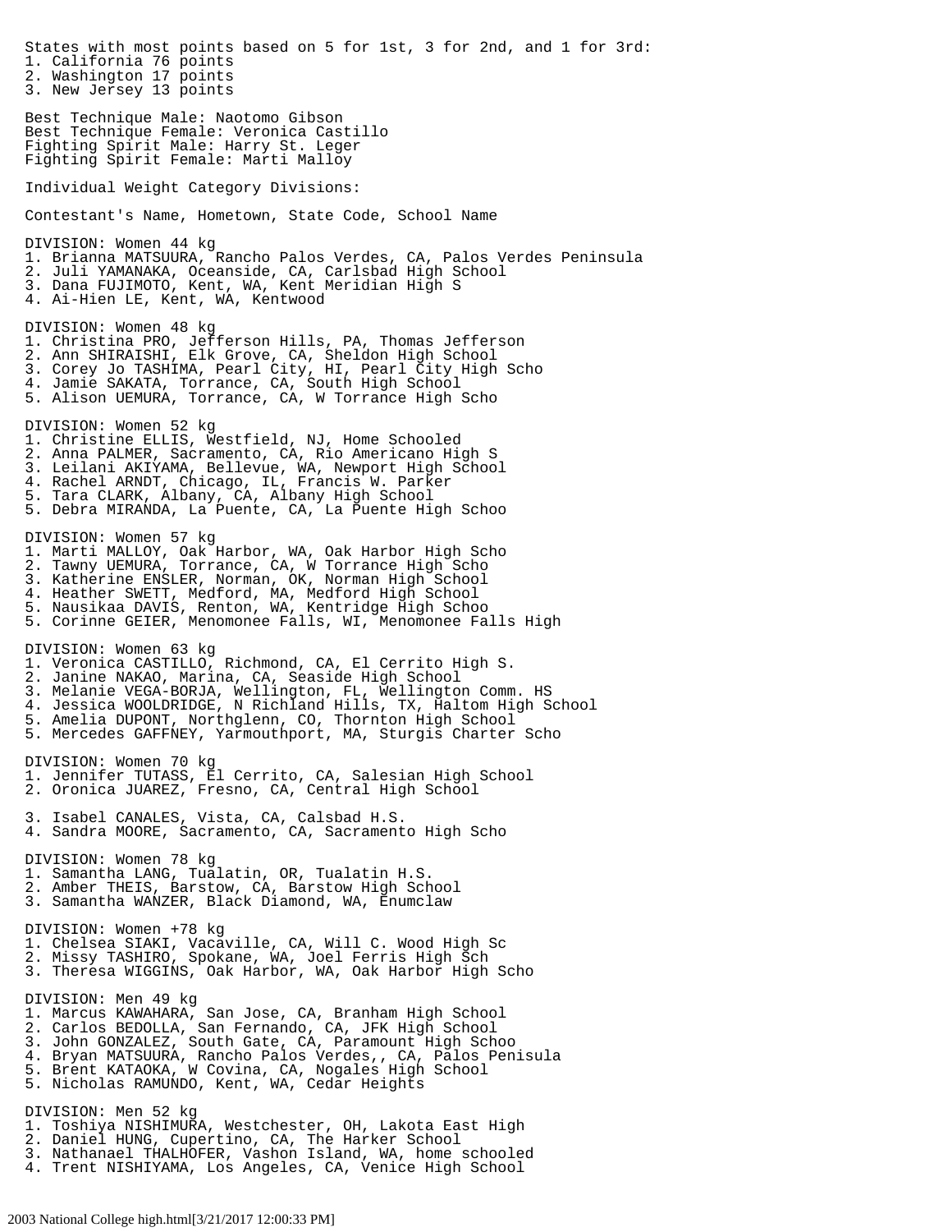States with most points based on 5 for 1st, 3 for 2nd, and 1 for 3rd:
1. California 76 points
2. Washington 17 points
3. New Jersey 13 points

Best Technique Male: Naotomo Gibson
Best Technique Female: Veronica Castillo
Fighting Spirit Male: Harry St. Leger
Fighting Spirit Female: Marti Malloy

Individual Weight Category Divisions:

Contestant's Name, Hometown, State Code, School Name

DIVISION: Women 44 kg
1. Brianna MATSUURA, Rancho Palos Verdes, CA, Palos Verdes Peninsula
2. Juli YAMANAKA, Oceanside, CA, Carlsbad High School
3. Dana FUJIMOTO, Kent, WA, Kent Meridian High S
4. Ai-Hien LE, Kent, WA, Kentwood

DIVISION: Women 48 kg
1. Christina PRO, Jefferson Hills, PA, Thomas Jefferson
2. Ann SHIRAISHI, Elk Grove, CA, Sheldon High School
3. Corey Jo TASHIMA, Pearl City, HI, Pearl City High Scho
4. Jamie SAKATA, Torrance, CA, South High School
5. Alison UEMURA, Torrance, CA, W Torrance High Scho

DIVISION: Women 52 kg
1. Christine ELLIS, Westfield, NJ, Home Schooled
2. Anna PALMER, Sacramento, CA, Rio Americano High S
3. Leilani AKIYAMA, Bellevue, WA, Newport High School
4. Rachel ARNDT, Chicago, IL, Francis W. Parker
5. Tara CLARK, Albany, CA, Albany High School
5. Debra MIRANDA, La Puente, CA, La Puente High Schoo

DIVISION: Women 57 kg
1. Marti MALLOY, Oak Harbor, WA, Oak Harbor High Scho
2. Tawny UEMURA, Torrance, CA, W Torrance High Scho
3. Katherine ENSLER, Norman, OK, Norman High School
4. Heather SWETT, Medford, MA, Medford High School
5. Nausikaa DAVIS, Renton, WA, Kentridge High Schoo
5. Corinne GEIER, Menomonee Falls, WI, Menomonee Falls High

DIVISION: Women 63 kg
1. Veronica CASTILLO, Richmond, CA, El Cerrito High S.
2. Janine NAKAO, Marina, CA, Seaside High School
3. Melanie VEGA-BORJA, Wellington, FL, Wellington Comm. HS
4. Jessica WOOLDRIDGE, N Richland Hills, TX, Haltom High School
5. Amelia DUPONT, Northglenn, CO, Thornton High School
5. Mercedes GAFFNEY, Yarmouthport, MA, Sturgis Charter Scho

DIVISION: Women 70 kg
1. Jennifer TUTASS, El Cerrito, CA, Salesian High School
2. Oronica JUAREZ, Fresno, CA, Central High School

3. Isabel CANALES, Vista, CA, Calsbad H.S.
4. Sandra MOORE, Sacramento, CA, Sacramento High Scho

DIVISION: Women 78 kg
1. Samantha LANG, Tualatin, OR, Tualatin H.S.
2. Amber THEIS, Barstow, CA, Barstow High School
3. Samantha WANZER, Black Diamond, WA, Enumclaw

DIVISION: Women +78 kg
1. Chelsea SIAKI, Vacaville, CA, Will C. Wood High Sc
2. Missy TASHIRO, Spokane, WA, Joel Ferris High Sch
3. Theresa WIGGINS, Oak Harbor, WA, Oak Harbor High Scho

DIVISION: Men 49 kg
1. Marcus KAWAHARA, San Jose, CA, Branham High School
2. Carlos BEDOLLA, San Fernando, CA, JFK High School
3. John GONZALEZ, South Gate, CA, Paramount High Schoo
4. Bryan MATSUURA, Rancho Palos Verdes,, CA, Palos Penisula
5. Brent KATAOKA, W Covina, CA, Nogales High School
5. Nicholas RAMUNDO, Kent, WA, Cedar Heights

DIVISION: Men 52 kg
1. Toshiya NISHIMURA, Westchester, OH, Lakota East High
2. Daniel HUNG, Cupertino, CA, The Harker School
3. Nathanael THALHOFER, Vashon Island, WA, home schooled
4. Trent NISHIYAMA, Los Angeles, CA, Venice High School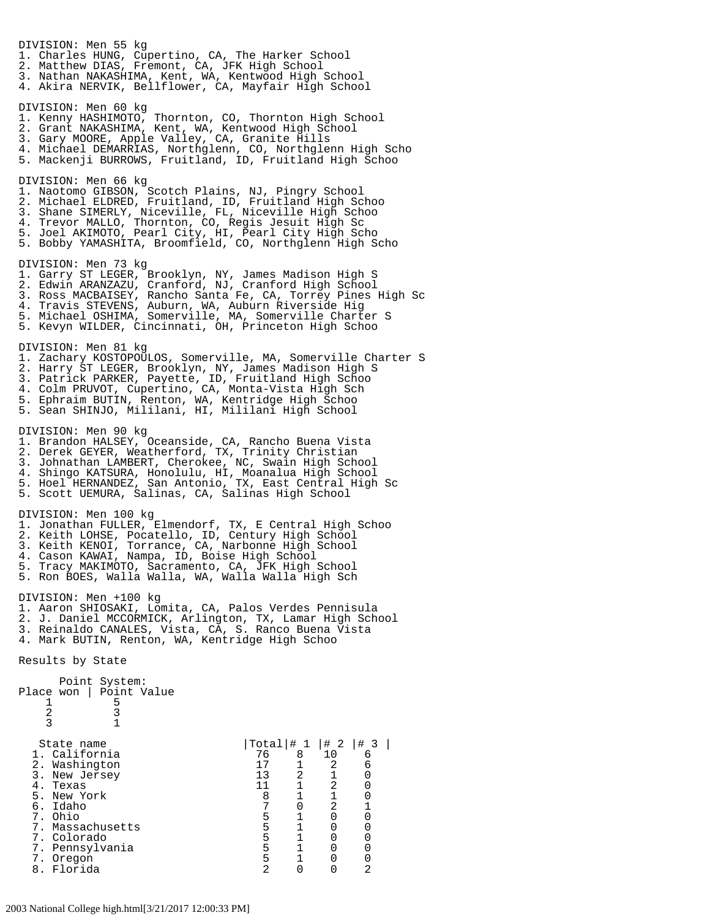DIVISION: Men 55 kg
1. Charles HUNG, Cupertino, CA, The Harker School
2. Matthew DIAS, Fremont, CA, JFK High School
3. Nathan NAKASHIMA, Kent, WA, Kentwood High School
4. Akira NERVIK, Bellflower, CA, Mayfair High School

DIVISION: Men 60 kg
1. Kenny HASHIMOTO, Thornton, CO, Thornton High School
2. Grant NAKASHIMA, Kent, WA, Kentwood High School
3. Gary MOORE, Apple Valley, CA, Granite Hills
4. Michael DEMARRIAS, Northglenn, CO, Northglenn High Scho
5. Mackenji BURROWS, Fruitland, ID, Fruitland High Schoo

DIVISION: Men 66 kg
1. Naotomo GIBSON, Scotch Plains, NJ, Pingry School
2. Michael ELDRED, Fruitland, ID, Fruitland High Schoo
3. Shane SIMERLY, Niceville, FL, Niceville High Schoo
4. Trevor MALLO, Thornton, CO, Regis Jesuit High Sc
5. Joel AKIMOTO, Pearl City, HI, Pearl City High Scho
5. Bobby YAMASHITA, Broomfield, CO, Northglenn High Scho

DIVISION: Men 73 kg
1. Garry ST LEGER, Brooklyn, NY, James Madison High S
2. Edwin ARANZAZU, Cranford, NJ, Cranford High School
3. Ross MACBAISEY, Rancho Santa Fe, CA, Torrey Pines High Sc
4. Travis STEVENS, Auburn, WA, Auburn Riverside Hig
5. Michael OSHIMA, Somerville, MA, Somerville Charter S
5. Kevyn WILDER, Cincinnati, OH, Princeton High Schoo

DIVISION: Men 81 kg
1. Zachary KOSTOPOULOS, Somerville, MA, Somerville Charter S
2. Harry ST LEGER, Brooklyn, NY, James Madison High S
3. Patrick PARKER, Payette, ID, Fruitland High Schoo
4. Colm PRUVOT, Cupertino, CA, Monta-Vista High Sch
5. Ephraim BUTIN, Renton, WA, Kentridge High Schoo
5. Sean SHINJO, Mililani, HI, Mililani High School

DIVISION: Men 90 kg
1. Brandon HALSEY, Oceanside, CA, Rancho Buena Vista
2. Derek GEYER, Weatherford, TX, Trinity Christian
3. Johnathan LAMBERT, Cherokee, NC, Swain High School
4. Shingo KATSURA, Honolulu, HI, Moanalua High School
5. Hoel HERNANDEZ, San Antonio, TX, East Central High Sc
5. Scott UEMURA, Salinas, CA, Salinas High School

DIVISION: Men 100 kg
1. Jonathan FULLER, Elmendorf, TX, E Central High Schoo
2. Keith LOHSE, Pocatello, ID, Century High School
3. Keith KENOI, Torrance, CA, Narbonne High School
4. Cason KAWAI, Nampa, ID, Boise High School
5. Tracy MAKIMOTO, Sacramento, CA, JFK High School
5. Ron BOES, Walla Walla, WA, Walla Walla High Sch

DIVISION: Men +100 kg
1. Aaron SHIOSAKI, Lomita, CA, Palos Verdes Pennisula
2. J. Daniel MCCORMICK, Arlington, TX, Lamar High School
3. Reinaldo CANALES, Vista, CA, S. Ranco Buena Vista
4. Mark BUTIN, Renton, WA, Kentridge High Schoo

Results by State

Point System:

| Place won | Point Value |
|---|---|
| 1 | 5 |
| 2 | 3 |
| 3 | 1 |

| State name | Total | # 1 | # 2 | # 3 |
|---|---|---|---|---|
| 1. California | 76 | 8 | 10 | 6 |
| 2. Washington | 17 | 1 | 2 | 6 |
| 3. New Jersey | 13 | 2 | 1 | 0 |
| 4. Texas | 11 | 1 | 2 | 0 |
| 5. New York | 8 | 1 | 1 | 0 |
| 6. Idaho | 7 | 0 | 2 | 1 |
| 7. Ohio | 5 | 1 | 0 | 0 |
| 7. Massachusetts | 5 | 1 | 0 | 0 |
| 7. Colorado | 5 | 1 | 0 | 0 |
| 7. Pennsylvania | 5 | 1 | 0 | 0 |
| 7. Oregon | 5 | 1 | 0 | 0 |
| 8. Florida | 2 | 0 | 0 | 2 |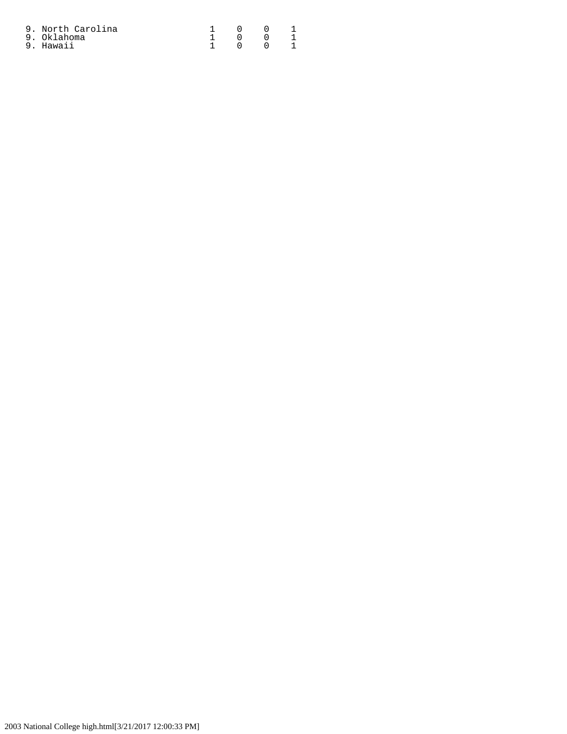| | | | | |
|---|---|---|---|---|
| 9. North Carolina | 1 | 0 | 0 | 1 |
| 9. Oklahoma | 1 | 0 | 0 | 1 |
| 9. Hawaii | 1 | 0 | 0 | 1 |